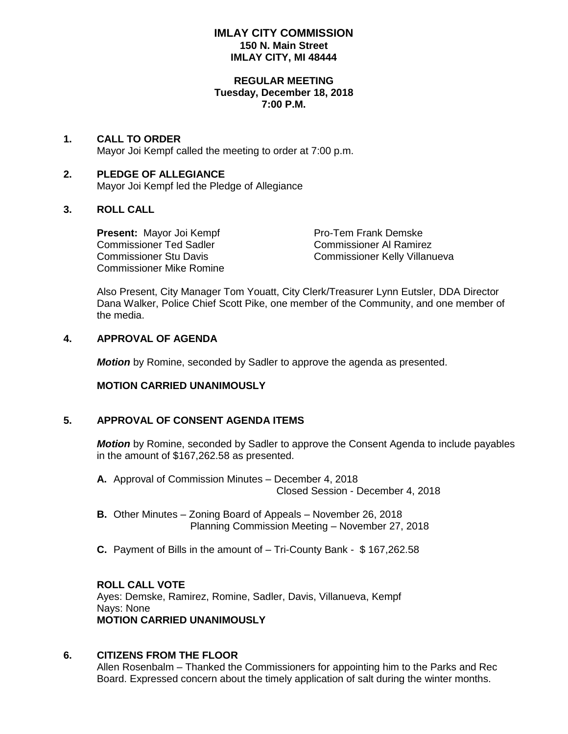# IMLAY CITY COMMISSION
**150 N. Main Street**
**IMLAY CITY, MI 48444**

**REGULAR MEETING**
**Tuesday, December 18, 2018**
**7:00 P.M.**

## 1. CALL TO ORDER

Mayor Joi Kempf called the meeting to order at 7:00 p.m.

## 2. PLEDGE OF ALLEGIANCE

Mayor Joi Kempf led the Pledge of Allegiance

## 3. ROLL CALL

**Present:** Mayor Joi Kempf
Pro-Tem Frank Demske
Commissioner Ted Sadler
Commissioner Al Ramirez
Commissioner Stu Davis
Commissioner Kelly Villanueva
Commissioner Mike Romine

Also Present, City Manager Tom Youatt, City Clerk/Treasurer Lynn Eutsler, DDA Director Dana Walker, Police Chief Scott Pike, one member of the Community, and one member of the media.

## 4. APPROVAL OF AGENDA

***Motion*** by Romine, seconded by Sadler to approve the agenda as presented.

**MOTION CARRIED UNANIMOUSLY**

## 5. APPROVAL OF CONSENT AGENDA ITEMS

***Motion*** by Romine, seconded by Sadler to approve the Consent Agenda to include payables in the amount of $167,262.58 as presented.

**A.** Approval of Commission Minutes – December 4, 2018
Closed Session - December 4, 2018

**B.** Other Minutes – Zoning Board of Appeals – November 26, 2018
Planning Commission Meeting – November 27, 2018

**C.** Payment of Bills in the amount of – Tri-County Bank - $ 167,262.58

**ROLL CALL VOTE**
Ayes: Demske, Ramirez, Romine, Sadler, Davis, Villanueva, Kempf
Nays: None
**MOTION CARRIED UNANIMOUSLY**

## 6. CITIZENS FROM THE FLOOR

Allen Rosenbalm – Thanked the Commissioners for appointing him to the Parks and Rec Board. Expressed concern about the timely application of salt during the winter months.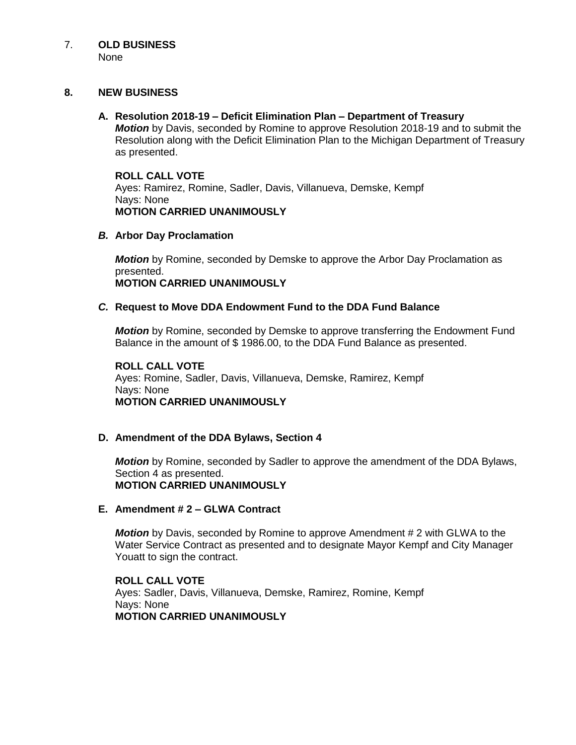## 7. OLD BUSINESS

None

## 8. NEW BUSINESS

### A. Resolution 2018-19 – Deficit Elimination Plan – Department of Treasury

***Motion*** by Davis, seconded by Romine to approve Resolution 2018-19 and to submit the Resolution along with the Deficit Elimination Plan to the Michigan Department of Treasury as presented.

**ROLL CALL VOTE**
Ayes: Ramirez, Romine, Sadler, Davis, Villanueva, Demske, Kempf
Nays: None
**MOTION CARRIED UNANIMOUSLY**

### *B.* Arbor Day Proclamation

***Motion*** by Romine, seconded by Demske to approve the Arbor Day Proclamation as presented.
**MOTION CARRIED UNANIMOUSLY**

### *C.* Request to Move DDA Endowment Fund to the DDA Fund Balance

***Motion*** by Romine, seconded by Demske to approve transferring the Endowment Fund Balance in the amount of $ 1986.00, to the DDA Fund Balance as presented.

**ROLL CALL VOTE**
Ayes: Romine, Sadler, Davis, Villanueva, Demske, Ramirez, Kempf
Nays: None
**MOTION CARRIED UNANIMOUSLY**

### D. Amendment of the DDA Bylaws, Section 4

***Motion*** by Romine, seconded by Sadler to approve the amendment of the DDA Bylaws, Section 4 as presented.
**MOTION CARRIED UNANIMOUSLY**

### E. Amendment # 2 – GLWA Contract

***Motion*** by Davis, seconded by Romine to approve Amendment # 2 with GLWA to the Water Service Contract as presented and to designate Mayor Kempf and City Manager Youatt to sign the contract.

**ROLL CALL VOTE**
Ayes: Sadler, Davis, Villanueva, Demske, Ramirez, Romine, Kempf
Nays: None
**MOTION CARRIED UNANIMOUSLY**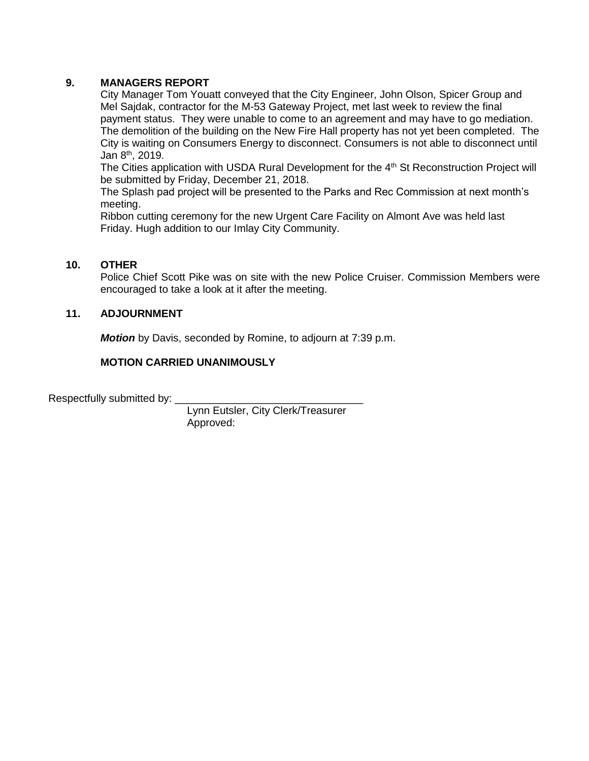## 9. MANAGERS REPORT

City Manager Tom Youatt conveyed that the City Engineer, John Olson, Spicer Group and Mel Sajdak, contractor for the M-53 Gateway Project, met last week to review the final payment status. They were unable to come to an agreement and may have to go mediation. The demolition of the building on the New Fire Hall property has not yet been completed. The City is waiting on Consumers Energy to disconnect. Consumers is not able to disconnect until Jan 8th, 2019.

The Cities application with USDA Rural Development for the 4th St Reconstruction Project will be submitted by Friday, December 21, 2018.

The Splash pad project will be presented to the Parks and Rec Commission at next month's meeting.

Ribbon cutting ceremony for the new Urgent Care Facility on Almont Ave was held last Friday. Hugh addition to our Imlay City Community.

## 10. OTHER

Police Chief Scott Pike was on site with the new Police Cruiser. Commission Members were encouraged to take a look at it after the meeting.

## 11. ADJOURNMENT

***Motion*** by Davis, seconded by Romine, to adjourn at 7:39 p.m.

**MOTION CARRIED UNANIMOUSLY**

Respectfully submitted by: _______________________________

Lynn Eutsler, City Clerk/Treasurer

Approved: